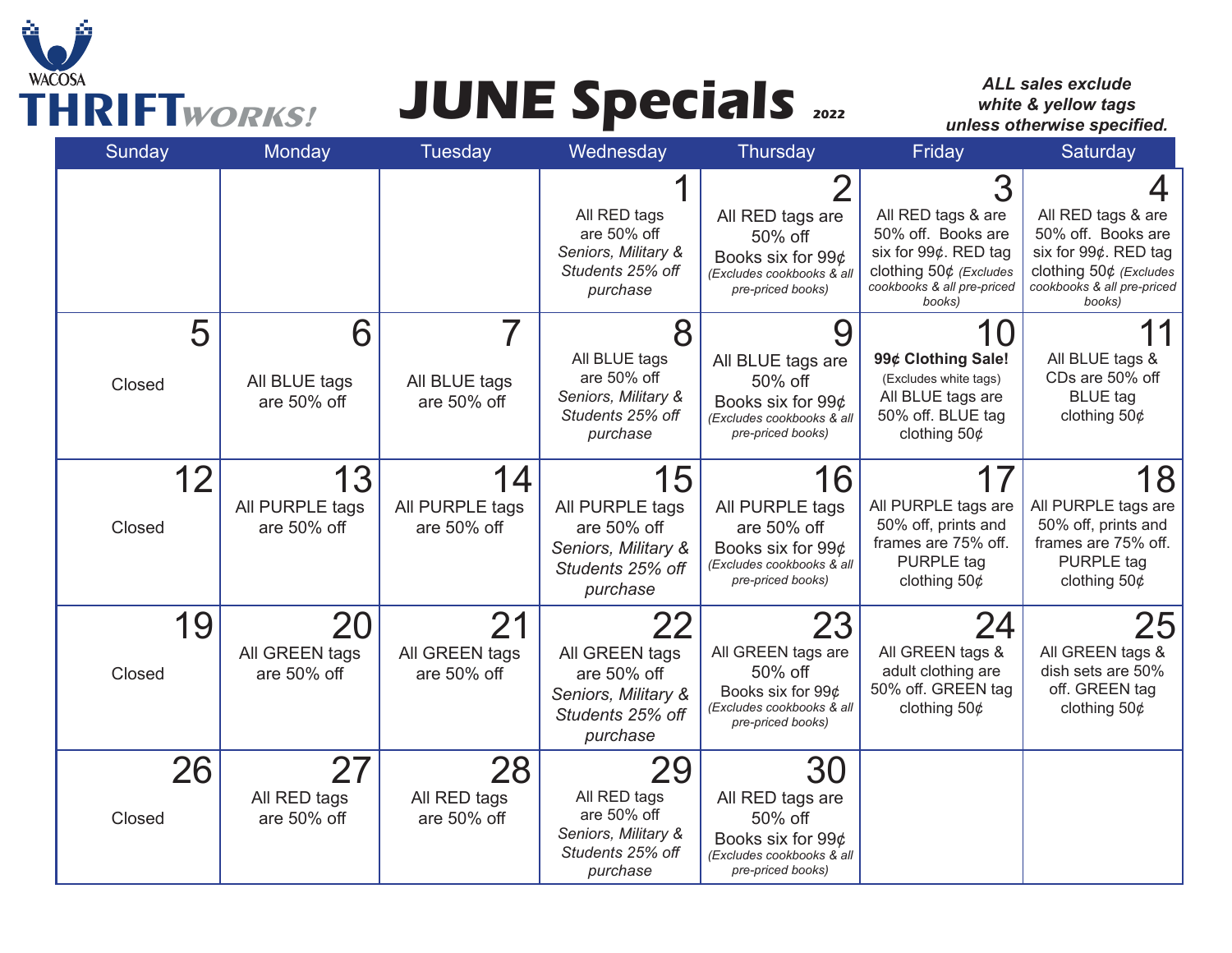WACOSA

**THRIFT** *WORKS!*

# JUNE Specials 2022

***ALL sales exclude white & yellow tags unless otherwise specified.***

| Sunday | Monday | Tuesday | Wednesday | Thursday | Friday | Saturday |
|---|---|---|---|---|---|---|
| | | | **1** All RED tags are 50% off *Seniors, Military & Students 25% off purchase* | **2** All RED tags are 50% off Books six for 99¢ *(Excludes cookbooks & all pre-priced books)* | **3** All RED tags & are 50% off. Books are six for 99¢. RED tag clothing 50¢ *(Excludes cookbooks & all pre-priced books)* | **4** All RED tags & are 50% off. Books are six for 99¢. RED tag clothing 50¢ *(Excludes cookbooks & all pre-priced books)* |
| **5** Closed | **6** All BLUE tags are 50% off | **7** All BLUE tags are 50% off | **8** All BLUE tags are 50% off *Seniors, Military & Students 25% off purchase* | **9** All BLUE tags are 50% off Books six for 99¢ *(Excludes cookbooks & all pre-priced books)* | **10** **99¢ Clothing Sale!** (Excludes white tags) All BLUE tags are 50% off. BLUE tag clothing 50¢ | **11** All BLUE tags & CDs are 50% off BLUE tag clothing 50¢ |
| **12** Closed | **13** All PURPLE tags are 50% off | **14** All PURPLE tags are 50% off | **15** All PURPLE tags are 50% off *Seniors, Military & Students 25% off purchase* | **16** All PURPLE tags are 50% off Books six for 99¢ *(Excludes cookbooks & all pre-priced books)* | **17** All PURPLE tags are 50% off, prints and frames are 75% off. PURPLE tag clothing 50¢ | **18** All PURPLE tags are 50% off, prints and frames are 75% off. PURPLE tag clothing 50¢ |
| **19** Closed | **20** All GREEN tags are 50% off | **21** All GREEN tags are 50% off | **22** All GREEN tags are 50% off *Seniors, Military & Students 25% off purchase* | **23** All GREEN tags are 50% off Books six for 99¢ *(Excludes cookbooks & all pre-priced books)* | **24** All GREEN tags & adult clothing are 50% off. GREEN tag clothing 50¢ | **25** All GREEN tags & dish sets are 50% off. GREEN tag clothing 50¢ |
| **26** Closed | **27** All RED tags are 50% off | **28** All RED tags are 50% off | **29** All RED tags are 50% off *Seniors, Military & Students 25% off purchase* | **30** All RED tags are 50% off Books six for 99¢ *(Excludes cookbooks & all pre-priced books)* | | |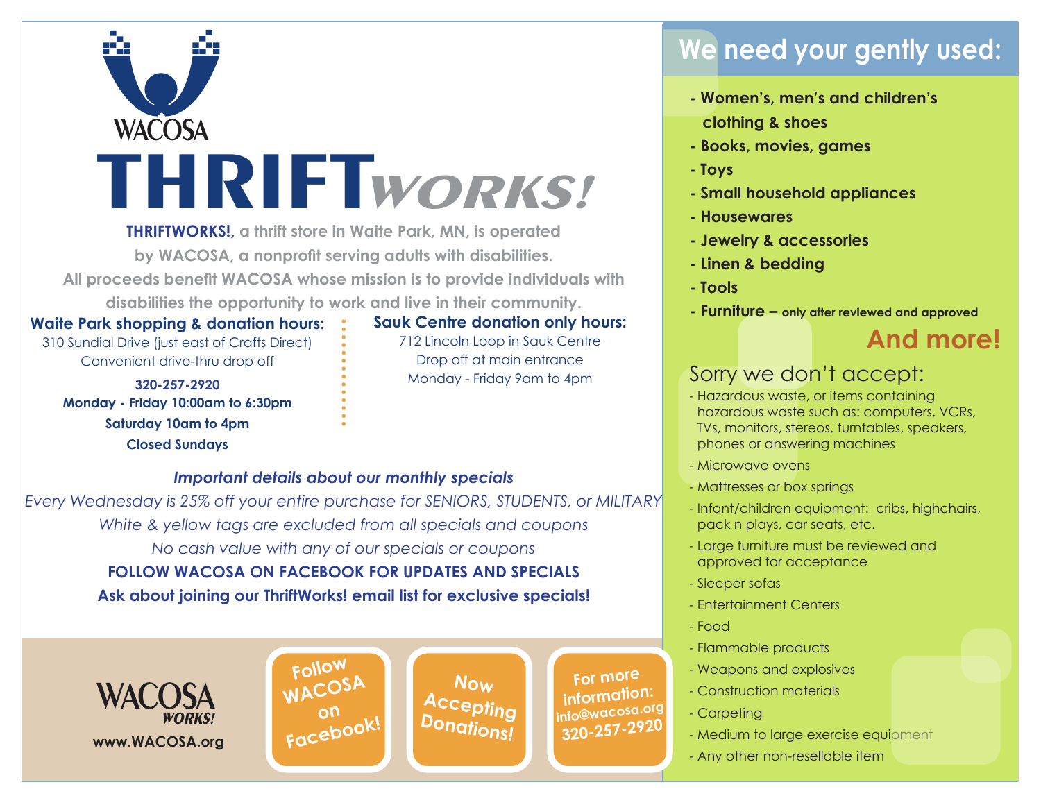WACOSA

# THRIFT*WORKS!*

**THRIFTWORKS!,** a thrift store in Waite Park, MN, is operated by WACOSA, a nonprofit serving adults with disabilities. All proceeds benefit WACOSA whose mission is to provide individuals with disabilities the opportunity to work and live in their community.

**Waite Park shopping & donation hours:**

310 Sundial Drive (just east of Crafts Direct)
Convenient drive-thru drop off

**320-257-2920**
**Monday - Friday 10:00am to 6:30pm**
**Saturday 10am to 4pm**
**Closed Sundays**

**Sauk Centre donation only hours:**

712 Lincoln Loop in Sauk Centre
Drop off at main entrance
Monday - Friday 9am to 4pm

***Important details about our monthly specials***

*Every Wednesday is 25% off your entire purchase for SENIORS, STUDENTS, or MILITARY*

*White & yellow tags are excluded from all specials and coupons*

*No cash value with any of our specials or coupons*

**FOLLOW WACOSA ON FACEBOOK FOR UPDATES AND SPECIALS**

**Ask about joining our ThriftWorks! email list for exclusive specials!**

WACOSA *WORKS!*
**www.WACOSA.org**

Follow WACOSA on Facebook!

Now Accepting Donations!

For more information: info@wacosa.org 320-257-2920

## We need your gently used:

- **Women's, men's and children's clothing & shoes**
- **Books, movies, games**
- **Toys**
- **Small household appliances**
- **Housewares**
- **Jewelry & accessories**
- **Linen & bedding**
- **Tools**
- **Furniture –** only after reviewed and approved

**And more!**

## Sorry we don't accept:

- Hazardous waste, or items containing hazardous waste such as: computers, VCRs, TVs, monitors, stereos, turntables, speakers, phones or answering machines
- Microwave ovens
- Mattresses or box springs
- Infant/children equipment: cribs, highchairs, pack n plays, car seats, etc.
- Large furniture must be reviewed and approved for acceptance
- Sleeper sofas
- Entertainment Centers
- Food
- Flammable products
- Weapons and explosives
- Construction materials
- Carpeting
- Medium to large exercise equipment
- Any other non-resellable item